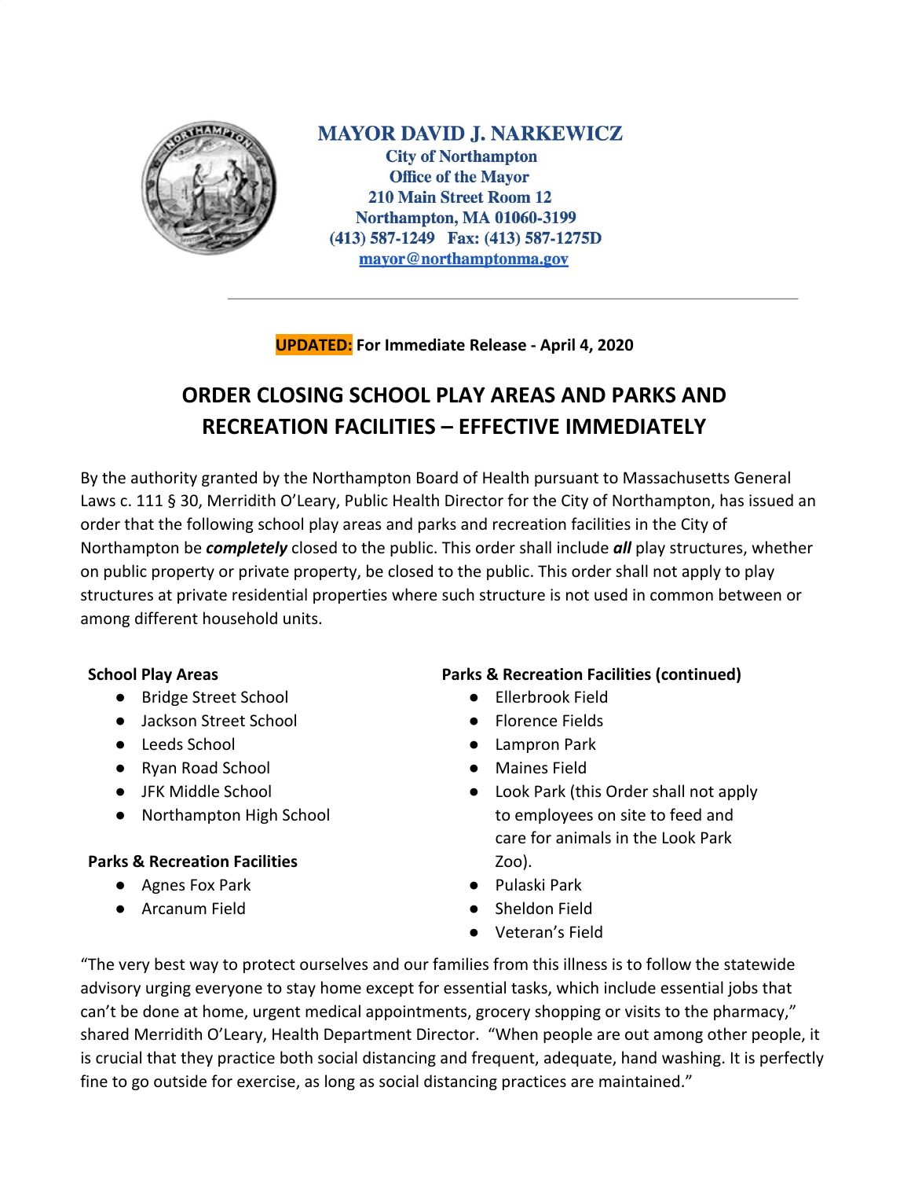**MAYOR DAVID J. NARKEWICZ**
**City of Northampton**
**Office of the Mayor**
**210 Main Street Room 12**
**Northampton, MA 01060-3199**
**(413) 587-1249 Fax: (413) 587-1275D**
**mayor@northamptonma.gov**

---

**UPDATED: For Immediate Release - April 4, 2020**

# ORDER CLOSING SCHOOL PLAY AREAS AND PARKS AND RECREATION FACILITIES – EFFECTIVE IMMEDIATELY

By the authority granted by the Northampton Board of Health pursuant to Massachusetts General Laws c. 111 § 30, Merridith O'Leary, Public Health Director for the City of Northampton, has issued an order that the following school play areas and parks and recreation facilities in the City of Northampton be ***completely*** closed to the public. This order shall include ***all*** play structures, whether on public property or private property, be closed to the public. This order shall not apply to play structures at private residential properties where such structure is not used in common between or among different household units.

**School Play Areas**

- Bridge Street School
- Jackson Street School
- Leeds School
- Ryan Road School
- JFK Middle School
- Northampton High School

**Parks & Recreation Facilities**

- Agnes Fox Park
- Arcanum Field

**Parks & Recreation Facilities (continued)**

- Ellerbrook Field
- Florence Fields
- Lampron Park
- Maines Field
- Look Park (this Order shall not apply to employees on site to feed and care for animals in the Look Park Zoo).
- Pulaski Park
- Sheldon Field
- Veteran's Field

"The very best way to protect ourselves and our families from this illness is to follow the statewide advisory urging everyone to stay home except for essential tasks, which include essential jobs that can't be done at home, urgent medical appointments, grocery shopping or visits to the pharmacy," shared Merridith O'Leary, Health Department Director. "When people are out among other people, it is crucial that they practice both social distancing and frequent, adequate, hand washing. It is perfectly fine to go outside for exercise, as long as social distancing practices are maintained."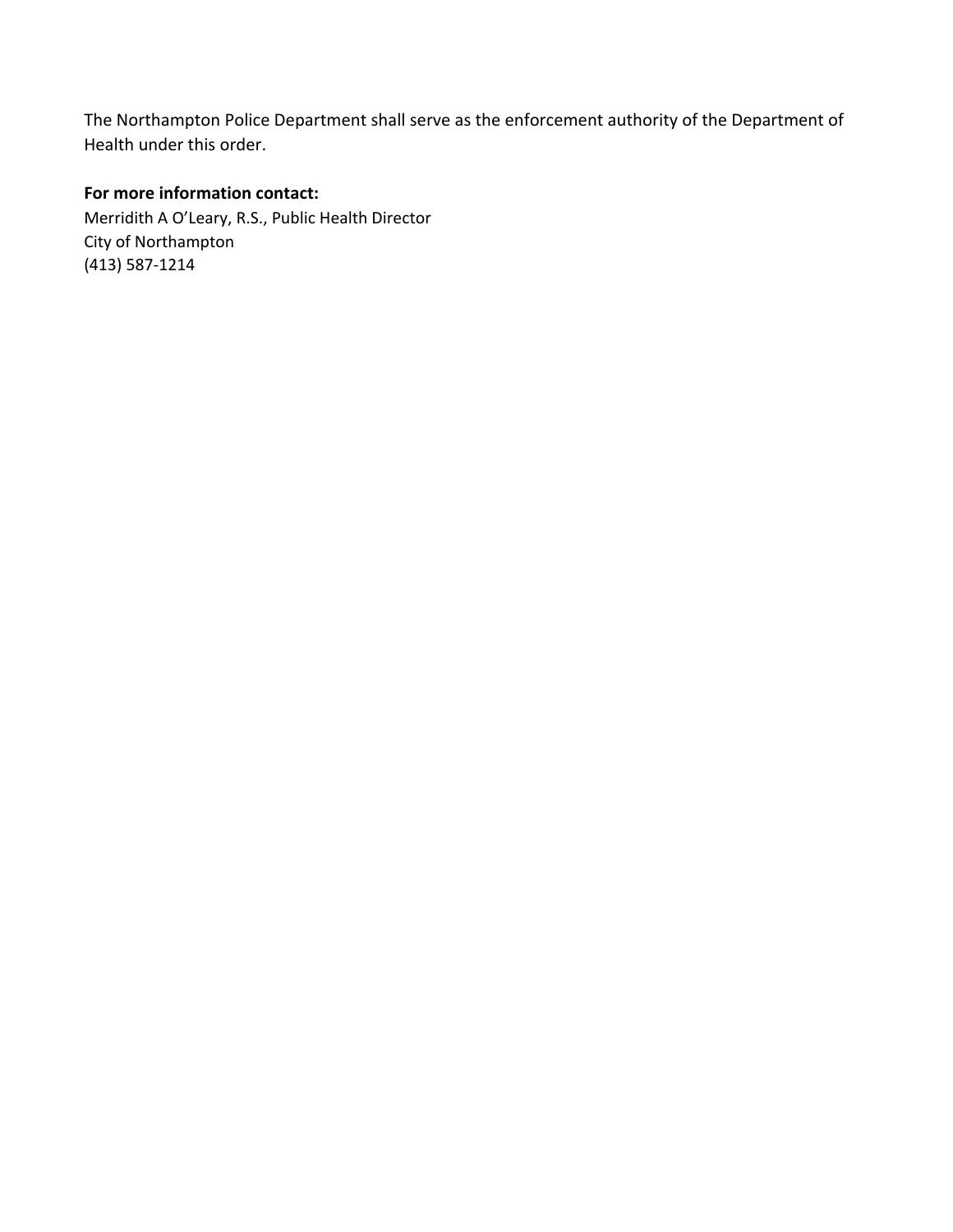The Northampton Police Department shall serve as the enforcement authority of the Department of Health under this order.

**For more information contact:**
Merridith A O'Leary, R.S., Public Health Director
City of Northampton
(413) 587-1214